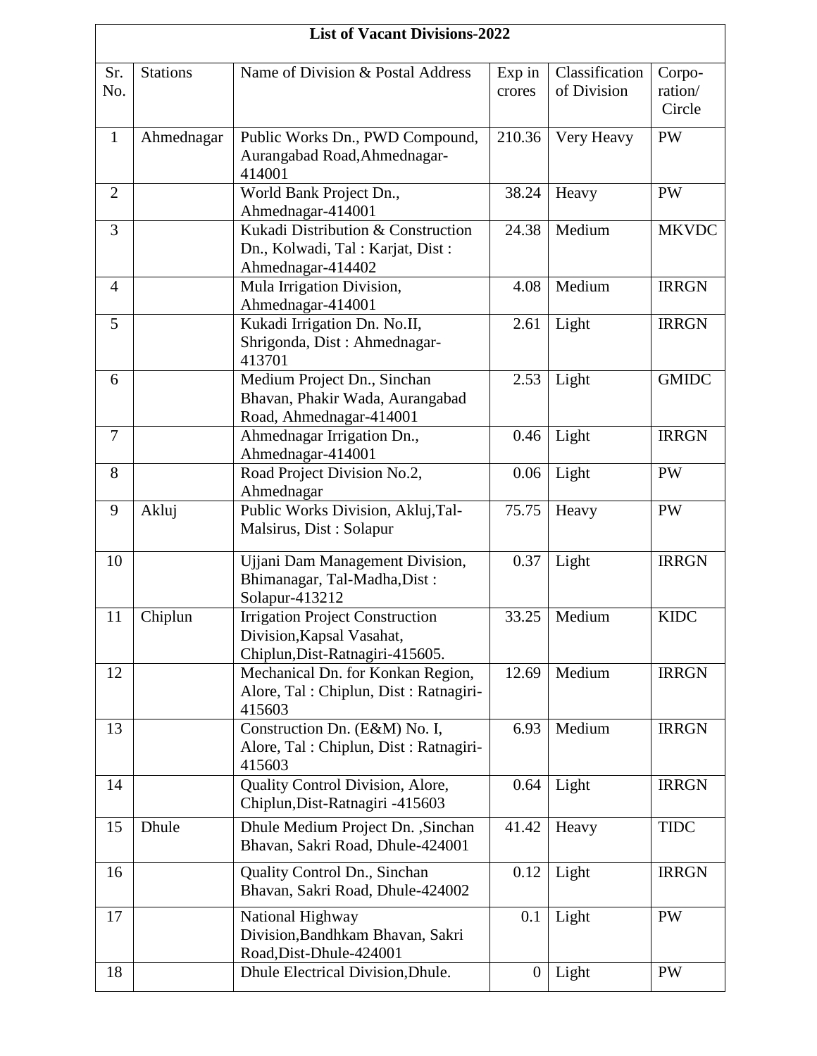## List of Vacant Divisions-2022

| Sr. No. | Stations | Name of Division & Postal Address | Exp in crores | Classification of Division | Corpo-ration/ Circle |
|---|---|---|---|---|---|
| 1 | Ahmednagar | Public Works Dn., PWD Compound, Aurangabad Road,Ahmednagar-414001 | 210.36 | Very Heavy | PW |
| 2 | | World Bank Project Dn., Ahmednagar-414001 | 38.24 | Heavy | PW |
| 3 | | Kukadi Distribution & Construction Dn., Kolwadi, Tal : Karjat, Dist : Ahmednagar-414402 | 24.38 | Medium | MKVDC |
| 4 | | Mula Irrigation Division, Ahmednagar-414001 | 4.08 | Medium | IRRGN |
| 5 | | Kukadi Irrigation Dn. No.II, Shrigonda, Dist : Ahmednagar-413701 | 2.61 | Light | IRRGN |
| 6 | | Medium Project Dn., Sinchan Bhavan, Phakir Wada, Aurangabad Road, Ahmednagar-414001 | 2.53 | Light | GMIDC |
| 7 | | Ahmednagar Irrigation Dn., Ahmednagar-414001 | 0.46 | Light | IRRGN |
| 8 | | Road Project Division No.2, Ahmednagar | 0.06 | Light | PW |
| 9 | Akluj | Public Works Division, Akluj,Tal-Malsirus, Dist : Solapur | 75.75 | Heavy | PW |
| 10 | | Ujjani Dam Management Division, Bhimanagar, Tal-Madha,Dist : Solapur-413212 | 0.37 | Light | IRRGN |
| 11 | Chiplun | Irrigation Project Construction Division,Kapsal Vasahat, Chiplun,Dist-Ratnagiri-415605. | 33.25 | Medium | KIDC |
| 12 | | Mechanical Dn. for Konkan Region, Alore, Tal : Chiplun, Dist : Ratnagiri-415603 | 12.69 | Medium | IRRGN |
| 13 | | Construction Dn. (E&M) No. I, Alore, Tal : Chiplun, Dist : Ratnagiri-415603 | 6.93 | Medium | IRRGN |
| 14 | | Quality Control Division, Alore, Chiplun,Dist-Ratnagiri -415603 | 0.64 | Light | IRRGN |
| 15 | Dhule | Dhule Medium Project Dn. ,Sinchan Bhavan, Sakri Road, Dhule-424001 | 41.42 | Heavy | TIDC |
| 16 | | Quality Control Dn., Sinchan Bhavan, Sakri Road, Dhule-424002 | 0.12 | Light | IRRGN |
| 17 | | National Highway Division,Bandhkam Bhavan, Sakri Road,Dist-Dhule-424001 | 0.1 | Light | PW |
| 18 | | Dhule Electrical Division,Dhule. | 0 | Light | PW |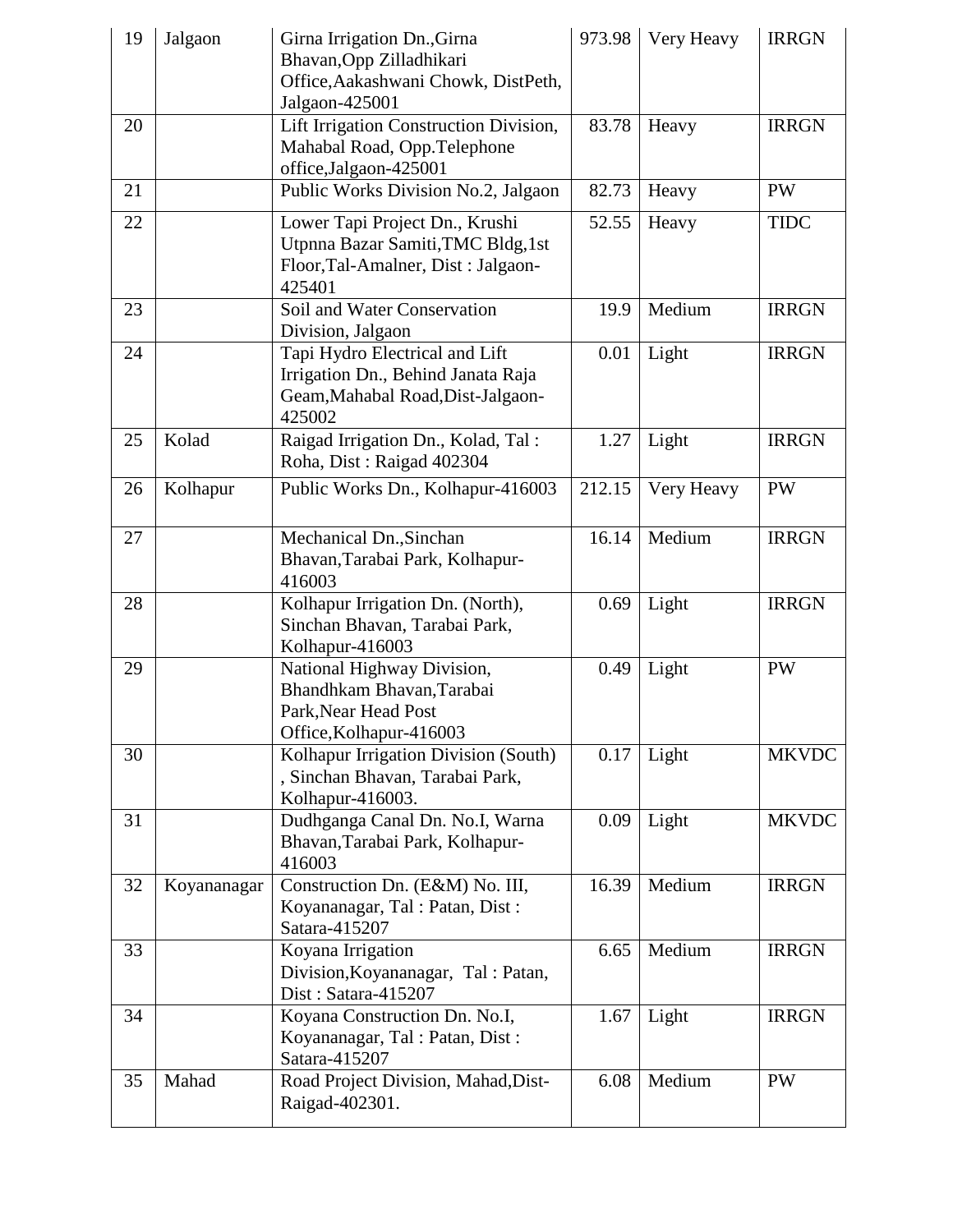| 19 | Jalgaon | Girna Irrigation Dn.,Girna Bhavan,Opp Zilladhikari Office,Aakashwani Chowk, DistPeth, Jalgaon-425001 | 973.98 | Very Heavy | IRRGN |
|---|---|---|---|---|---|
| 20 | | Lift Irrigation Construction Division, Mahabal Road, Opp.Telephone office,Jalgaon-425001 | 83.78 | Heavy | IRRGN |
| 21 | | Public Works Division No.2, Jalgaon | 82.73 | Heavy | PW |
| 22 | | Lower Tapi Project Dn., Krushi Utpnna Bazar Samiti,TMC Bldg,1st Floor,Tal-Amalner, Dist : Jalgaon-425401 | 52.55 | Heavy | TIDC |
| 23 | | Soil and Water Conservation Division, Jalgaon | 19.9 | Medium | IRRGN |
| 24 | | Tapi Hydro Electrical and Lift Irrigation Dn., Behind Janata Raja Geam,Mahabal Road,Dist-Jalgaon-425002 | 0.01 | Light | IRRGN |
| 25 | Kolad | Raigad Irrigation Dn., Kolad, Tal : Roha, Dist : Raigad 402304 | 1.27 | Light | IRRGN |
| 26 | Kolhapur | Public Works Dn., Kolhapur-416003 | 212.15 | Very Heavy | PW |
| 27 | | Mechanical Dn.,Sinchan Bhavan,Tarabai Park, Kolhapur-416003 | 16.14 | Medium | IRRGN |
| 28 | | Kolhapur Irrigation Dn. (North), Sinchan Bhavan, Tarabai Park, Kolhapur-416003 | 0.69 | Light | IRRGN |
| 29 | | National Highway Division, Bhandhkam Bhavan,Tarabai Park,Near Head Post Office,Kolhapur-416003 | 0.49 | Light | PW |
| 30 | | Kolhapur Irrigation Division (South) , Sinchan Bhavan, Tarabai Park, Kolhapur-416003. | 0.17 | Light | MKVDC |
| 31 | | Dudhganga Canal Dn. No.I, Warna Bhavan,Tarabai Park, Kolhapur-416003 | 0.09 | Light | MKVDC |
| 32 | Koyananagar | Construction Dn. (E&M) No. III, Koyananagar, Tal : Patan, Dist : Satara-415207 | 16.39 | Medium | IRRGN |
| 33 | | Koyana Irrigation Division,Koyananagar, Tal : Patan, Dist : Satara-415207 | 6.65 | Medium | IRRGN |
| 34 | | Koyana Construction Dn. No.I, Koyananagar, Tal : Patan, Dist : Satara-415207 | 1.67 | Light | IRRGN |
| 35 | Mahad | Road Project Division, Mahad,Dist-Raigad-402301. | 6.08 | Medium | PW |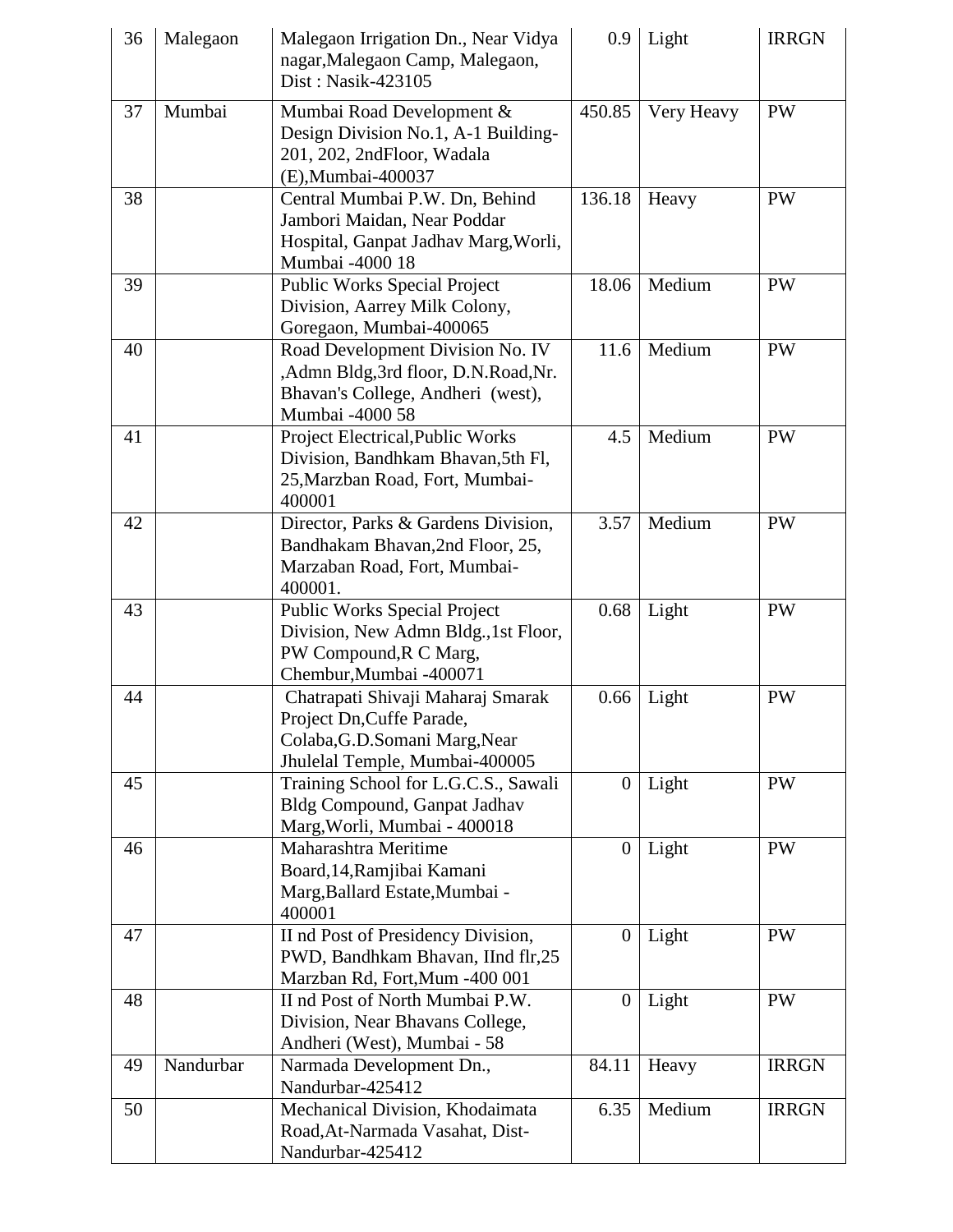| 36 | Malegaon | Malegaon Irrigation Dn., Near Vidya nagar,Malegaon Camp, Malegaon, Dist : Nasik-423105 | 0.9 | Light | IRRGN |
|---|---|---|---|---|---|
| 37 | Mumbai | Mumbai Road Development & Design Division No.1, A-1 Building-201, 202, 2ndFloor, Wadala (E),Mumbai-400037 | 450.85 | Very Heavy | PW |
| 38 | | Central Mumbai P.W. Dn, Behind Jambori Maidan, Near Poddar Hospital, Ganpat Jadhav Marg,Worli, Mumbai -4000 18 | 136.18 | Heavy | PW |
| 39 | | Public Works Special Project Division, Aarrey Milk Colony, Goregaon, Mumbai-400065 | 18.06 | Medium | PW |
| 40 | | Road Development Division No. IV ,Admn Bldg,3rd floor, D.N.Road,Nr. Bhavan's College, Andheri (west), Mumbai -4000 58 | 11.6 | Medium | PW |
| 41 | | Project Electrical,Public Works Division, Bandhkam Bhavan,5th Fl, 25,Marzban Road, Fort, Mumbai-400001 | 4.5 | Medium | PW |
| 42 | | Director, Parks & Gardens Division, Bandhakam Bhavan,2nd Floor, 25, Marzaban Road, Fort, Mumbai-400001. | 3.57 | Medium | PW |
| 43 | | Public Works Special Project Division, New Admn Bldg.,1st Floor, PW Compound,R C Marg, Chembur,Mumbai -400071 | 0.68 | Light | PW |
| 44 | | Chatrapati Shivaji Maharaj Smarak Project Dn,Cuffe Parade, Colaba,G.D.Somani Marg,Near Jhulelal Temple, Mumbai-400005 | 0.66 | Light | PW |
| 45 | | Training School for L.G.C.S., Sawali Bldg Compound, Ganpat Jadhav Marg,Worli, Mumbai - 400018 | 0 | Light | PW |
| 46 | | Maharashtra Meritime Board,14,Ramjibai Kamani Marg,Ballard Estate,Mumbai - 400001 | 0 | Light | PW |
| 47 | | II nd Post of Presidency Division, PWD, Bandhkam Bhavan, IInd flr,25 Marzban Rd, Fort,Mum -400 001 | 0 | Light | PW |
| 48 | | II nd Post of North Mumbai P.W. Division, Near Bhavans College, Andheri (West), Mumbai - 58 | 0 | Light | PW |
| 49 | Nandurbar | Narmada Development Dn., Nandurbar-425412 | 84.11 | Heavy | IRRGN |
| 50 | | Mechanical Division, Khodaimata Road,At-Narmada Vasahat, Dist-Nandurbar-425412 | 6.35 | Medium | IRRGN |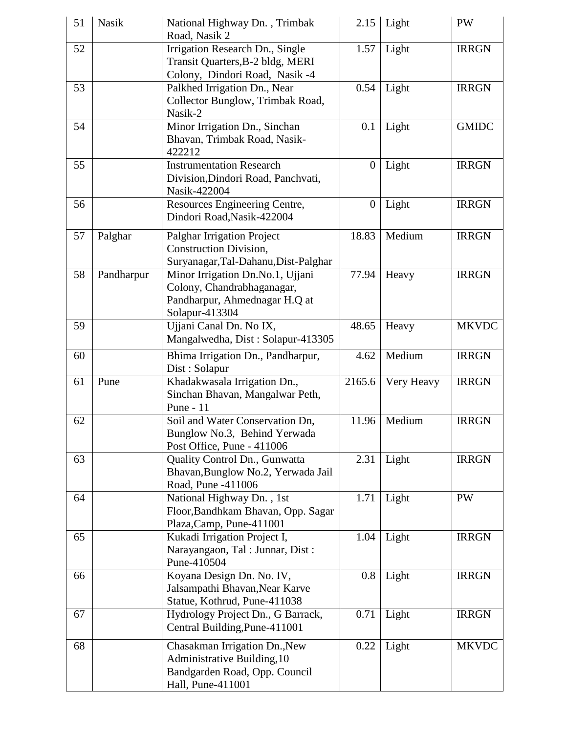| 51 | Nasik | National Highway Dn. , Trimbak Road, Nasik 2 | 2.15 | Light | PW |
|---|---|---|---|---|---|
| 52 | | Irrigation Research Dn., Single Transit Quarters,B-2 bldg, MERI Colony, Dindori Road, Nasik -4 | 1.57 | Light | IRRGN |
| 53 | | Palkhed Irrigation Dn., Near Collector Bunglow, Trimbak Road, Nasik-2 | 0.54 | Light | IRRGN |
| 54 | | Minor Irrigation Dn., Sinchan Bhavan, Trimbak Road, Nasik-422212 | 0.1 | Light | GMIDC |
| 55 | | Instrumentation Research Division,Dindori Road, Panchvati, Nasik-422004 | 0 | Light | IRRGN |
| 56 | | Resources Engineering Centre, Dindori Road,Nasik-422004 | 0 | Light | IRRGN |
| 57 | Palghar | Palghar Irrigation Project Construction Division, Suryanagar,Tal-Dahanu,Dist-Palghar | 18.83 | Medium | IRRGN |
| 58 | Pandharpur | Minor Irrigation Dn.No.1, Ujjani Colony, Chandrabhaganagar, Pandharpur, Ahmednagar H.Q at Solapur-413304 | 77.94 | Heavy | IRRGN |
| 59 | | Ujjani Canal Dn. No IX, Mangalwedha, Dist : Solapur-413305 | 48.65 | Heavy | MKVDC |
| 60 | | Bhima Irrigation Dn., Pandharpur, Dist : Solapur | 4.62 | Medium | IRRGN |
| 61 | Pune | Khadakwasala Irrigation Dn., Sinchan Bhavan, Mangalwar Peth, Pune - 11 | 2165.6 | Very Heavy | IRRGN |
| 62 | | Soil and Water Conservation Dn, Bunglow No.3, Behind Yerwada Post Office, Pune - 411006 | 11.96 | Medium | IRRGN |
| 63 | | Quality Control Dn., Gunwatta Bhavan,Bunglow No.2, Yerwada Jail Road, Pune -411006 | 2.31 | Light | IRRGN |
| 64 | | National Highway Dn. , 1st Floor,Bandhkam Bhavan, Opp. Sagar Plaza,Camp, Pune-411001 | 1.71 | Light | PW |
| 65 | | Kukadi Irrigation Project I, Narayangaon, Tal : Junnar, Dist : Pune-410504 | 1.04 | Light | IRRGN |
| 66 | | Koyana Design Dn. No. IV, Jalsampathi Bhavan,Near Karve Statue, Kothrud, Pune-411038 | 0.8 | Light | IRRGN |
| 67 | | Hydrology Project Dn., G Barrack, Central Building,Pune-411001 | 0.71 | Light | IRRGN |
| 68 | | Chasakman Irrigation Dn.,New Administrative Building,10 Bandgarden Road, Opp. Council Hall, Pune-411001 | 0.22 | Light | MKVDC |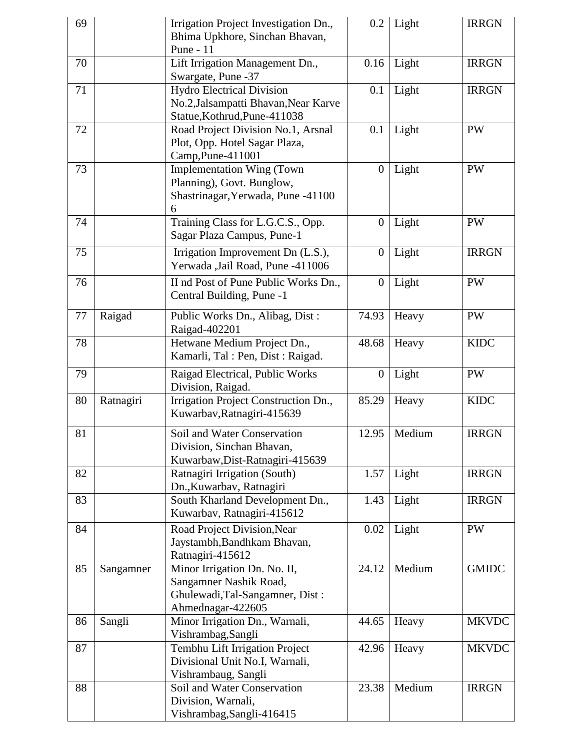| 69 | | Irrigation Project Investigation Dn., Bhima Upkhore, Sinchan Bhavan, Pune - 11 | 0.2 | Light | IRRGN |
|---|---|---|---|---|---|
| 70 | | Lift Irrigation Management Dn., Swargate, Pune -37 | 0.16 | Light | IRRGN |
| 71 | | Hydro Electrical Division No.2,Jalsampatti Bhavan,Near Karve Statue,Kothrud,Pune-411038 | 0.1 | Light | IRRGN |
| 72 | | Road Project Division No.1, Arsnal Plot, Opp. Hotel Sagar Plaza, Camp,Pune-411001 | 0.1 | Light | PW |
| 73 | | Implementation Wing (Town Planning), Govt. Bunglow, Shastrinagar,Yerwada, Pune -41100 6 | 0 | Light | PW |
| 74 | | Training Class for L.G.C.S., Opp. Sagar Plaza Campus, Pune-1 | 0 | Light | PW |
| 75 | | Irrigation Improvement Dn (L.S.), Yerwada ,Jail Road, Pune -411006 | 0 | Light | IRRGN |
| 76 | | II nd Post of Pune Public Works Dn., Central Building, Pune -1 | 0 | Light | PW |
| 77 | Raigad | Public Works Dn., Alibag, Dist : Raigad-402201 | 74.93 | Heavy | PW |
| 78 | | Hetwane Medium Project Dn., Kamarli, Tal : Pen, Dist : Raigad. | 48.68 | Heavy | KIDC |
| 79 | | Raigad Electrical, Public Works Division, Raigad. | 0 | Light | PW |
| 80 | Ratnagiri | Irrigation Project Construction Dn., Kuwarbav,Ratnagiri-415639 | 85.29 | Heavy | KIDC |
| 81 | | Soil and Water Conservation Division, Sinchan Bhavan, Kuwarbaw,Dist-Ratnagiri-415639 | 12.95 | Medium | IRRGN |
| 82 | | Ratnagiri Irrigation (South) Dn.,Kuwarbav, Ratnagiri | 1.57 | Light | IRRGN |
| 83 | | South Kharland Development Dn., Kuwarbav, Ratnagiri-415612 | 1.43 | Light | IRRGN |
| 84 | | Road Project Division,Near Jaystambh,Bandhkam Bhavan, Ratnagiri-415612 | 0.02 | Light | PW |
| 85 | Sangamner | Minor Irrigation Dn. No. II, Sangamner Nashik Road, Ghulewadi,Tal-Sangamner, Dist : Ahmednagar-422605 | 24.12 | Medium | GMIDC |
| 86 | Sangli | Minor Irrigation Dn., Warnali, Vishrambag,Sangli | 44.65 | Heavy | MKVDC |
| 87 | | Tembhu Lift Irrigation Project Divisional Unit No.I, Warnali, Vishrambaug, Sangli | 42.96 | Heavy | MKVDC |
| 88 | | Soil and Water Conservation Division, Warnali, Vishrambag,Sangli-416415 | 23.38 | Medium | IRRGN |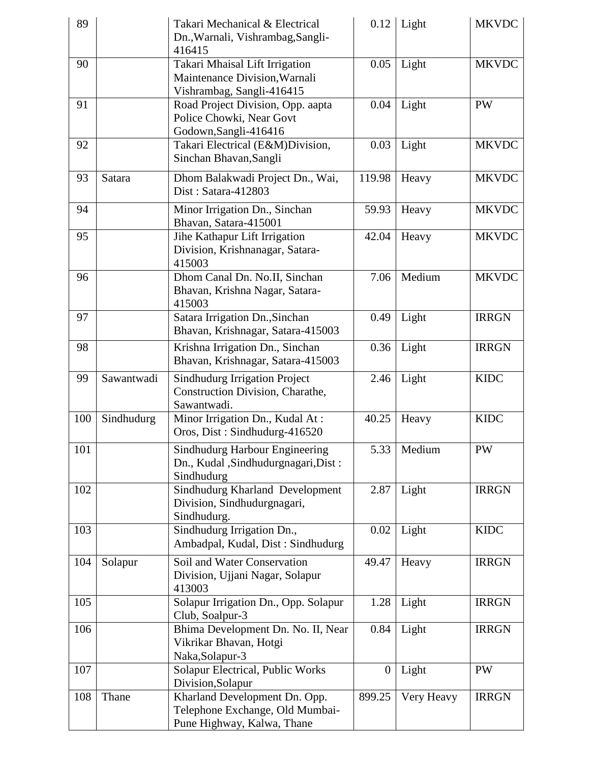| 89 | | Takari Mechanical & Electrical Dn.,Warnali, Vishrambag,Sangli-416415 | 0.12 | Light | MKVDC |
|---|---|---|---|---|---|
| 90 | | Takari Mhaisal Lift Irrigation Maintenance Division,Warnali Vishrambag, Sangli-416415 | 0.05 | Light | MKVDC |
| 91 | | Road Project Division, Opp. aapta Police Chowki, Near Govt Godown,Sangli-416416 | 0.04 | Light | PW |
| 92 | | Takari Electrical (E&M)Division, Sinchan Bhavan,Sangli | 0.03 | Light | MKVDC |
| 93 | Satara | Dhom Balakwadi Project Dn., Wai, Dist : Satara-412803 | 119.98 | Heavy | MKVDC |
| 94 | | Minor Irrigation Dn., Sinchan Bhavan, Satara-415001 | 59.93 | Heavy | MKVDC |
| 95 | | Jihe Kathapur Lift Irrigation Division, Krishnanagar, Satara-415003 | 42.04 | Heavy | MKVDC |
| 96 | | Dhom Canal Dn. No.II, Sinchan Bhavan, Krishna Nagar, Satara-415003 | 7.06 | Medium | MKVDC |
| 97 | | Satara Irrigation Dn.,Sinchan Bhavan, Krishnagar, Satara-415003 | 0.49 | Light | IRRGN |
| 98 | | Krishna Irrigation Dn., Sinchan Bhavan, Krishnagar, Satara-415003 | 0.36 | Light | IRRGN |
| 99 | Sawantwadi | Sindhudurg Irrigation Project Construction Division, Charathe, Sawantwadi. | 2.46 | Light | KIDC |
| 100 | Sindhudurg | Minor Irrigation Dn., Kudal At : Oros, Dist : Sindhudurg-416520 | 40.25 | Heavy | KIDC |
| 101 | | Sindhudurg Harbour Engineering Dn., Kudal ,Sindhudurgnagari,Dist : Sindhudurg | 5.33 | Medium | PW |
| 102 | | Sindhudurg Kharland Development Division, Sindhudurgnagari, Sindhudurg. | 2.87 | Light | IRRGN |
| 103 | | Sindhudurg Irrigation Dn., Ambadpal, Kudal, Dist : Sindhudurg | 0.02 | Light | KIDC |
| 104 | Solapur | Soil and Water Conservation Division, Ujjani Nagar, Solapur 413003 | 49.47 | Heavy | IRRGN |
| 105 | | Solapur Irrigation Dn., Opp. Solapur Club, Soalpur-3 | 1.28 | Light | IRRGN |
| 106 | | Bhima Development Dn. No. II, Near Vikrikar Bhavan, Hotgi Naka,Solapur-3 | 0.84 | Light | IRRGN |
| 107 | | Solapur Electrical, Public Works Division,Solapur | 0 | Light | PW |
| 108 | Thane | Kharland Development Dn. Opp. Telephone Exchange, Old Mumbai-Pune Highway, Kalwa, Thane | 899.25 | Very Heavy | IRRGN |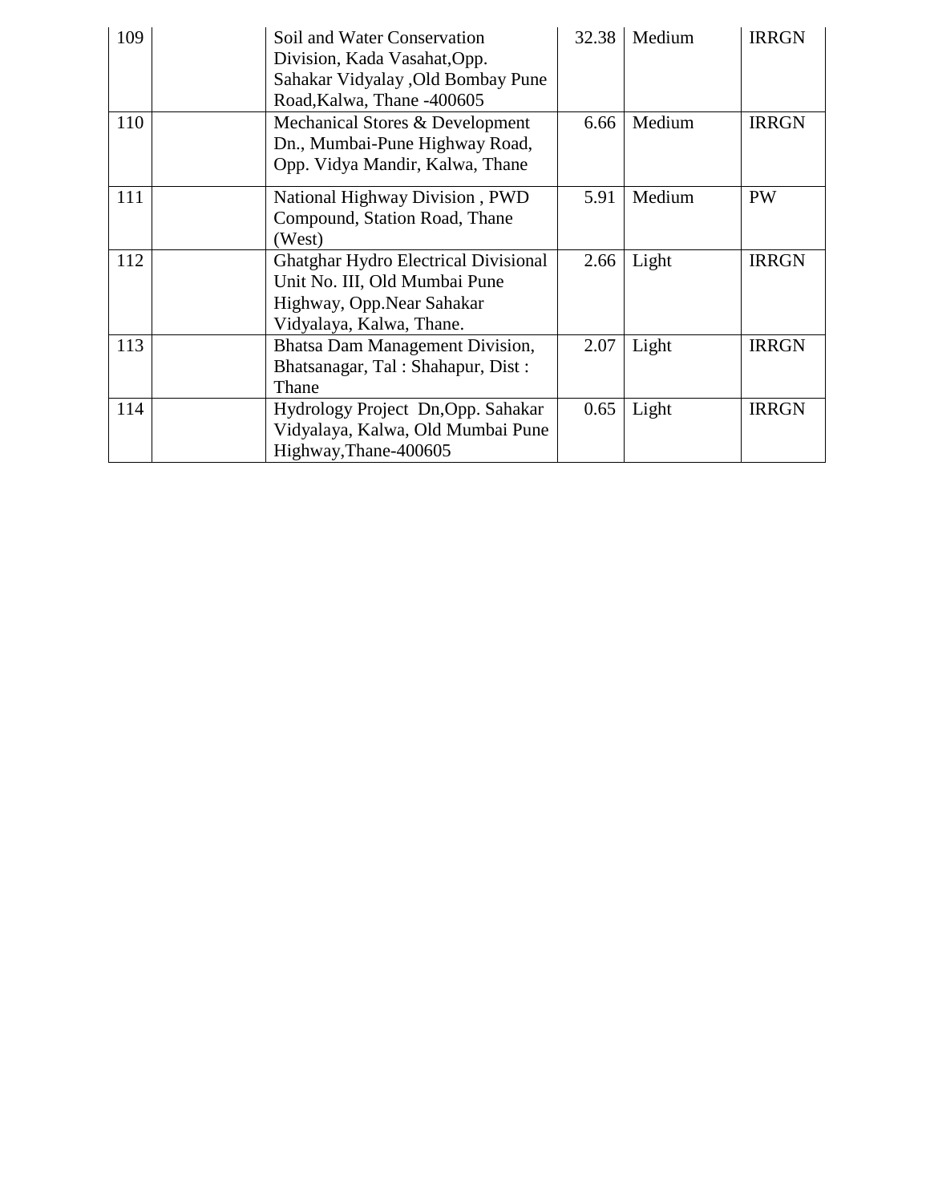| 109 | | Soil and Water Conservation Division, Kada Vasahat,Opp. Sahakar Vidyalay ,Old Bombay Pune Road,Kalwa, Thane -400605 | 32.38 | Medium | IRRGN |
|---|---|---|---|---|---|
| 110 | | Mechanical Stores & Development Dn., Mumbai-Pune Highway Road, Opp. Vidya Mandir, Kalwa, Thane | 6.66 | Medium | IRRGN |
| 111 | | National Highway Division , PWD Compound, Station Road, Thane (West) | 5.91 | Medium | PW |
| 112 | | Ghatghar Hydro Electrical Divisional Unit No. III, Old Mumbai Pune Highway, Opp.Near Sahakar Vidyalaya, Kalwa, Thane. | 2.66 | Light | IRRGN |
| 113 | | Bhatsa Dam Management Division, Bhatsanagar, Tal : Shahapur, Dist : Thane | 2.07 | Light | IRRGN |
| 114 | | Hydrology Project Dn,Opp. Sahakar Vidyalaya, Kalwa, Old Mumbai Pune Highway,Thane-400605 | 0.65 | Light | IRRGN |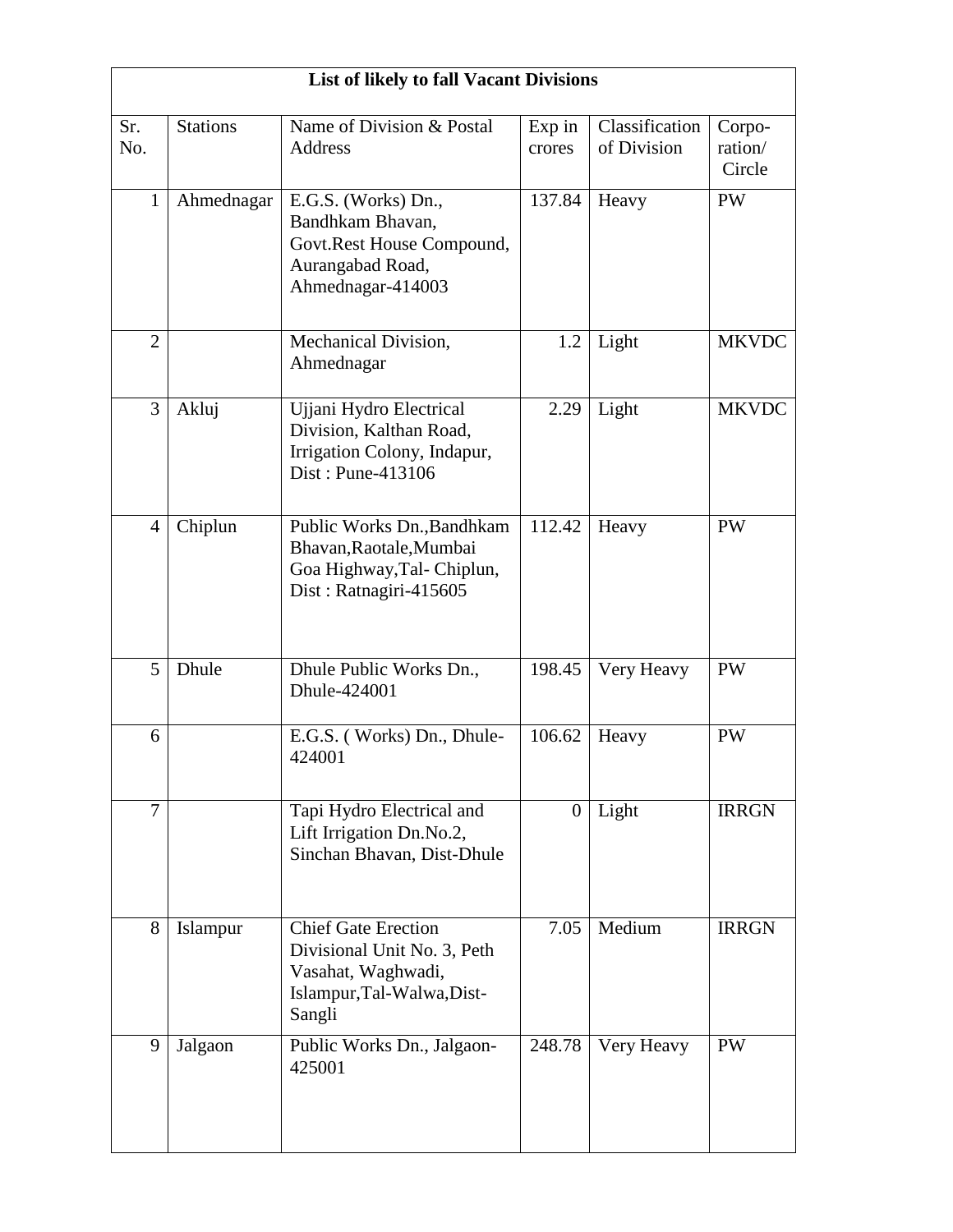| List of likely to fall Vacant Divisions | | | | | |
|---|---|---|---|---|---|
| Sr. No. | Stations | Name of Division & Postal Address | Exp in crores | Classification of Division | Corpo-ration/ Circle |
| 1 | Ahmednagar | E.G.S. (Works) Dn., Bandhkam Bhavan, Govt.Rest House Compound, Aurangabad Road, Ahmednagar-414003 | 137.84 | Heavy | PW |
| 2 | | Mechanical Division, Ahmednagar | 1.2 | Light | MKVDC |
| 3 | Akluj | Ujjani Hydro Electrical Division, Kalthan Road, Irrigation Colony, Indapur, Dist : Pune-413106 | 2.29 | Light | MKVDC |
| 4 | Chiplun | Public Works Dn.,Bandhkam Bhavan,Raotale,Mumbai Goa Highway,Tal- Chiplun, Dist : Ratnagiri-415605 | 112.42 | Heavy | PW |
| 5 | Dhule | Dhule Public Works Dn., Dhule-424001 | 198.45 | Very Heavy | PW |
| 6 | | E.G.S. ( Works) Dn., Dhule-424001 | 106.62 | Heavy | PW |
| 7 | | Tapi Hydro Electrical and Lift Irrigation Dn.No.2, Sinchan Bhavan, Dist-Dhule | 0 | Light | IRRGN |
| 8 | Islampur | Chief Gate Erection Divisional Unit No. 3, Peth Vasahat, Waghwadi, Islampur,Tal-Walwa,Dist-Sangli | 7.05 | Medium | IRRGN |
| 9 | Jalgaon | Public Works Dn., Jalgaon-425001 | 248.78 | Very Heavy | PW |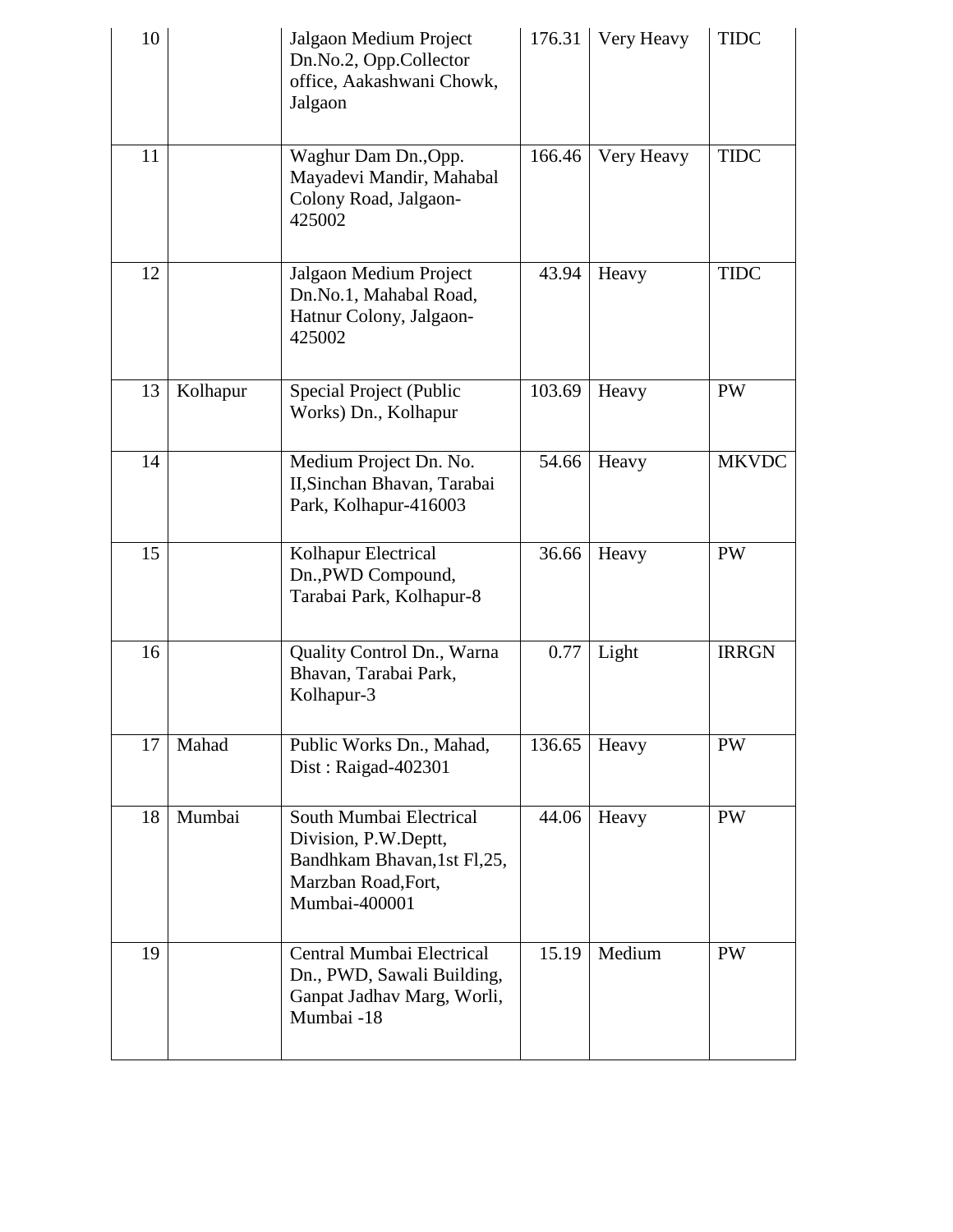| 10 | | Jalgaon Medium Project Dn.No.2, Opp.Collector office, Aakashwani Chowk, Jalgaon | 176.31 | Very Heavy | TIDC |
|---|---|---|---|---|---|
| 11 | | Waghur Dam Dn.,Opp. Mayadevi Mandir, Mahabal Colony Road, Jalgaon-425002 | 166.46 | Very Heavy | TIDC |
| 12 | | Jalgaon Medium Project Dn.No.1, Mahabal Road, Hatnur Colony, Jalgaon-425002 | 43.94 | Heavy | TIDC |
| 13 | Kolhapur | Special Project (Public Works) Dn., Kolhapur | 103.69 | Heavy | PW |
| 14 | | Medium Project Dn. No. II,Sinchan Bhavan, Tarabai Park, Kolhapur-416003 | 54.66 | Heavy | MKVDC |
| 15 | | Kolhapur Electrical Dn.,PWD Compound, Tarabai Park, Kolhapur-8 | 36.66 | Heavy | PW |
| 16 | | Quality Control Dn., Warna Bhavan, Tarabai Park, Kolhapur-3 | 0.77 | Light | IRRGN |
| 17 | Mahad | Public Works Dn., Mahad, Dist : Raigad-402301 | 136.65 | Heavy | PW |
| 18 | Mumbai | South Mumbai Electrical Division, P.W.Deptt, Bandhkam Bhavan,1st Fl,25, Marzban Road,Fort, Mumbai-400001 | 44.06 | Heavy | PW |
| 19 | | Central Mumbai Electrical Dn., PWD, Sawali Building, Ganpat Jadhav Marg, Worli, Mumbai -18 | 15.19 | Medium | PW |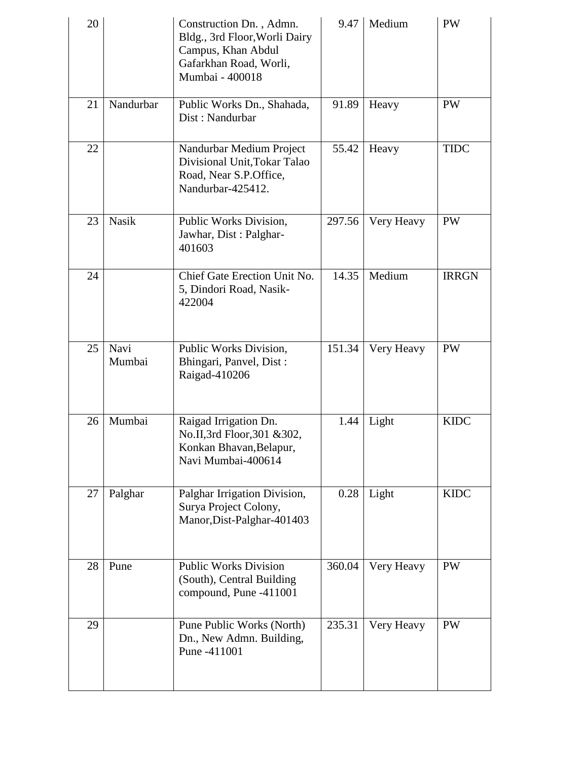| | | | | | |
|---|---|---|---|---|---|
| 20 | | Construction Dn. , Admn. Bldg., 3rd Floor,Worli Dairy Campus, Khan Abdul Gafarkhan Road, Worli, Mumbai - 400018 | 9.47 | Medium | PW |
| 21 | Nandurbar | Public Works Dn., Shahada, Dist : Nandurbar | 91.89 | Heavy | PW |
| 22 | | Nandurbar Medium Project Divisional Unit,Tokar Talao Road, Near S.P.Office, Nandurbar-425412. | 55.42 | Heavy | TIDC |
| 23 | Nasik | Public Works Division, Jawhar, Dist : Palghar-401603 | 297.56 | Very Heavy | PW |
| 24 | | Chief Gate Erection Unit No. 5, Dindori Road, Nasik-422004 | 14.35 | Medium | IRRGN |
| 25 | Navi Mumbai | Public Works Division, Bhingari, Panvel, Dist : Raigad-410206 | 151.34 | Very Heavy | PW |
| 26 | Mumbai | Raigad Irrigation Dn. No.II,3rd Floor,301 &302, Konkan Bhavan,Belapur, Navi Mumbai-400614 | 1.44 | Light | KIDC |
| 27 | Palghar | Palghar Irrigation Division, Surya Project Colony, Manor,Dist-Palghar-401403 | 0.28 | Light | KIDC |
| 28 | Pune | Public Works Division (South), Central Building compound, Pune -411001 | 360.04 | Very Heavy | PW |
| 29 | | Pune Public Works (North) Dn., New Admn. Building, Pune -411001 | 235.31 | Very Heavy | PW |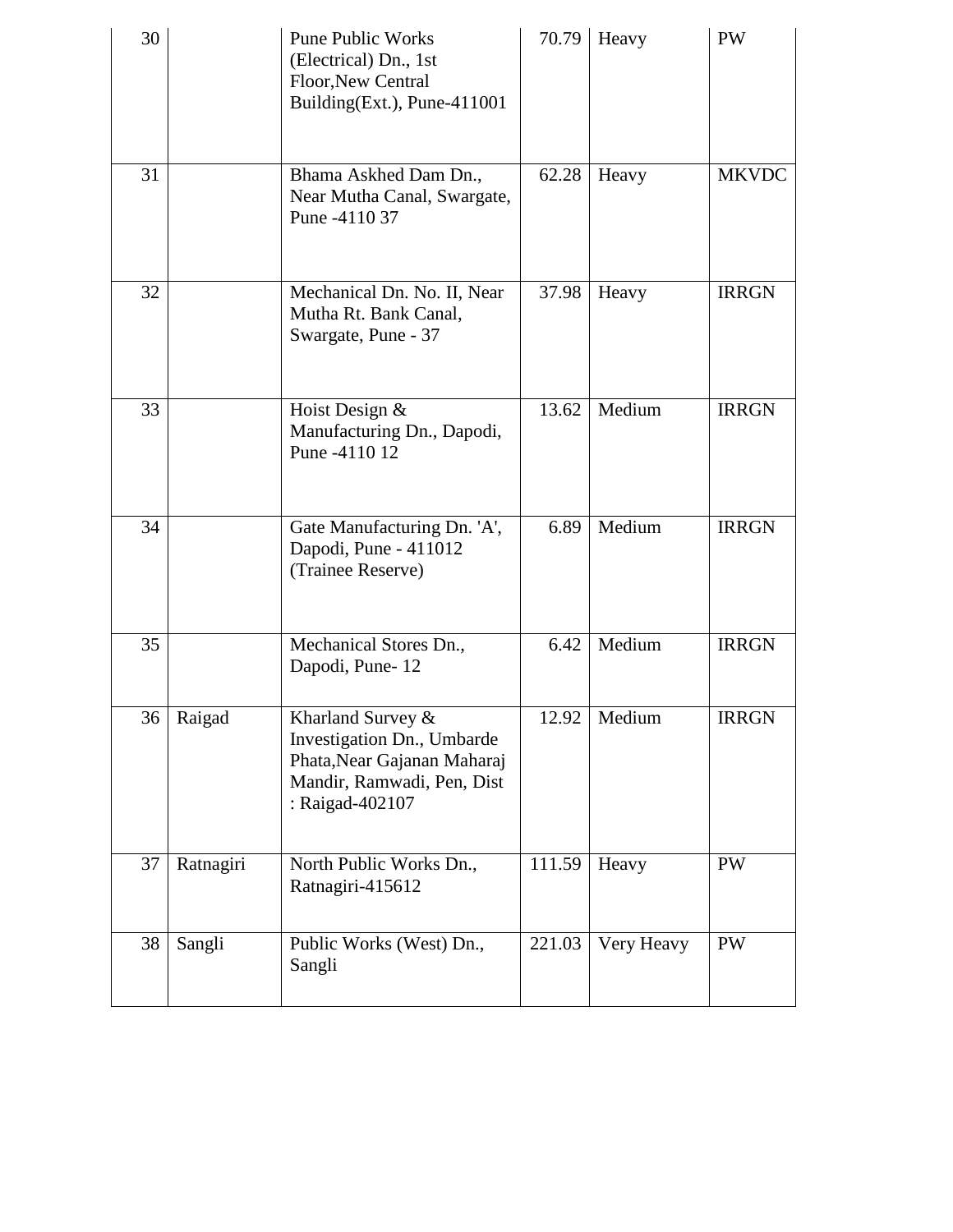| 30 | | Pune Public Works (Electrical) Dn., 1st Floor,New Central Building(Ext.), Pune-411001 | 70.79 | Heavy | PW |
|---|---|---|---|---|---|
| 31 | | Bhama Askhed Dam Dn., Near Mutha Canal, Swargate, Pune -4110 37 | 62.28 | Heavy | MKVDC |
| 32 | | Mechanical Dn. No. II, Near Mutha Rt. Bank Canal, Swargate, Pune - 37 | 37.98 | Heavy | IRRGN |
| 33 | | Hoist Design & Manufacturing Dn., Dapodi, Pune -4110 12 | 13.62 | Medium | IRRGN |
| 34 | | Gate Manufacturing Dn. 'A', Dapodi, Pune - 411012 (Trainee Reserve) | 6.89 | Medium | IRRGN |
| 35 | | Mechanical Stores Dn., Dapodi, Pune- 12 | 6.42 | Medium | IRRGN |
| 36 | Raigad | Kharland Survey & Investigation Dn., Umbarde Phata,Near Gajanan Maharaj Mandir, Ramwadi, Pen, Dist : Raigad-402107 | 12.92 | Medium | IRRGN |
| 37 | Ratnagiri | North Public Works Dn., Ratnagiri-415612 | 111.59 | Heavy | PW |
| 38 | Sangli | Public Works (West) Dn., Sangli | 221.03 | Very Heavy | PW |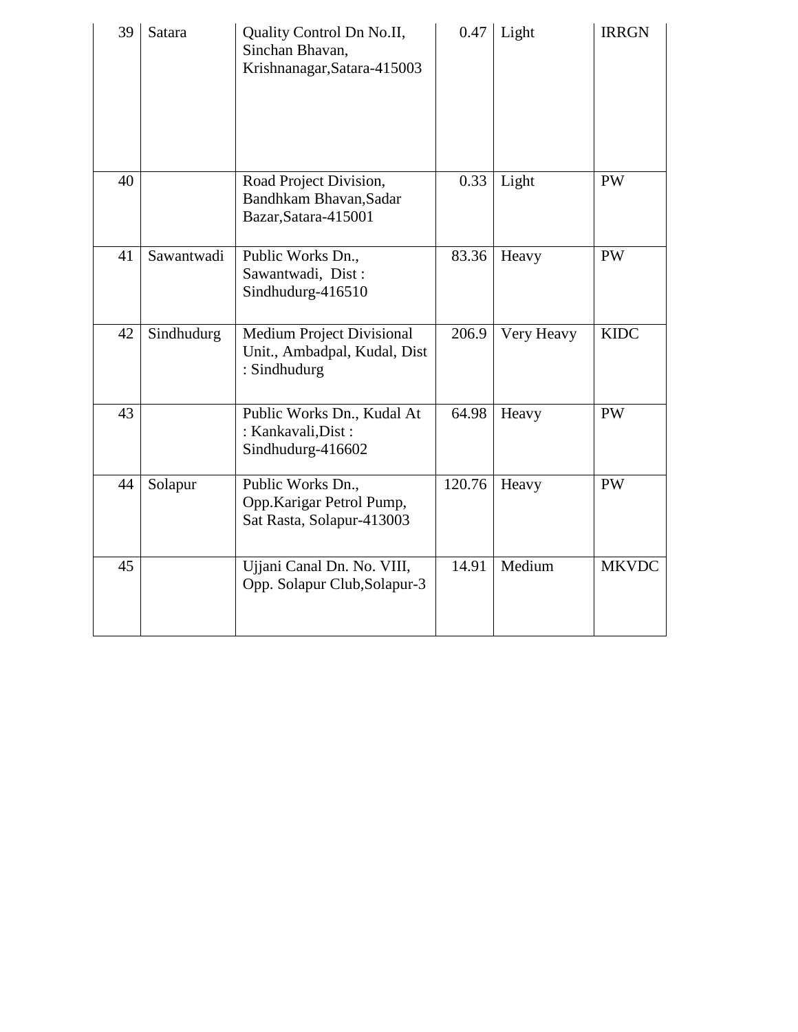| | | | | | |
|---|---|---|---|---|---|
| 39 | Satara | Quality Control Dn No.II, Sinchan Bhavan, Krishnanagar,Satara-415003 | 0.47 | Light | IRRGN |
| 40 | | Road Project Division, Bandhkam Bhavan,Sadar Bazar,Satara-415001 | 0.33 | Light | PW |
| 41 | Sawantwadi | Public Works Dn., Sawantwadi, Dist : Sindhudurg-416510 | 83.36 | Heavy | PW |
| 42 | Sindhudurg | Medium Project Divisional Unit., Ambadpal, Kudal, Dist : Sindhudurg | 206.9 | Very Heavy | KIDC |
| 43 | | Public Works Dn., Kudal At : Kankavali,Dist : Sindhudurg-416602 | 64.98 | Heavy | PW |
| 44 | Solapur | Public Works Dn., Opp.Karigar Petrol Pump, Sat Rasta, Solapur-413003 | 120.76 | Heavy | PW |
| 45 | | Ujjani Canal Dn. No. VIII, Opp. Solapur Club,Solapur-3 | 14.91 | Medium | MKVDC |